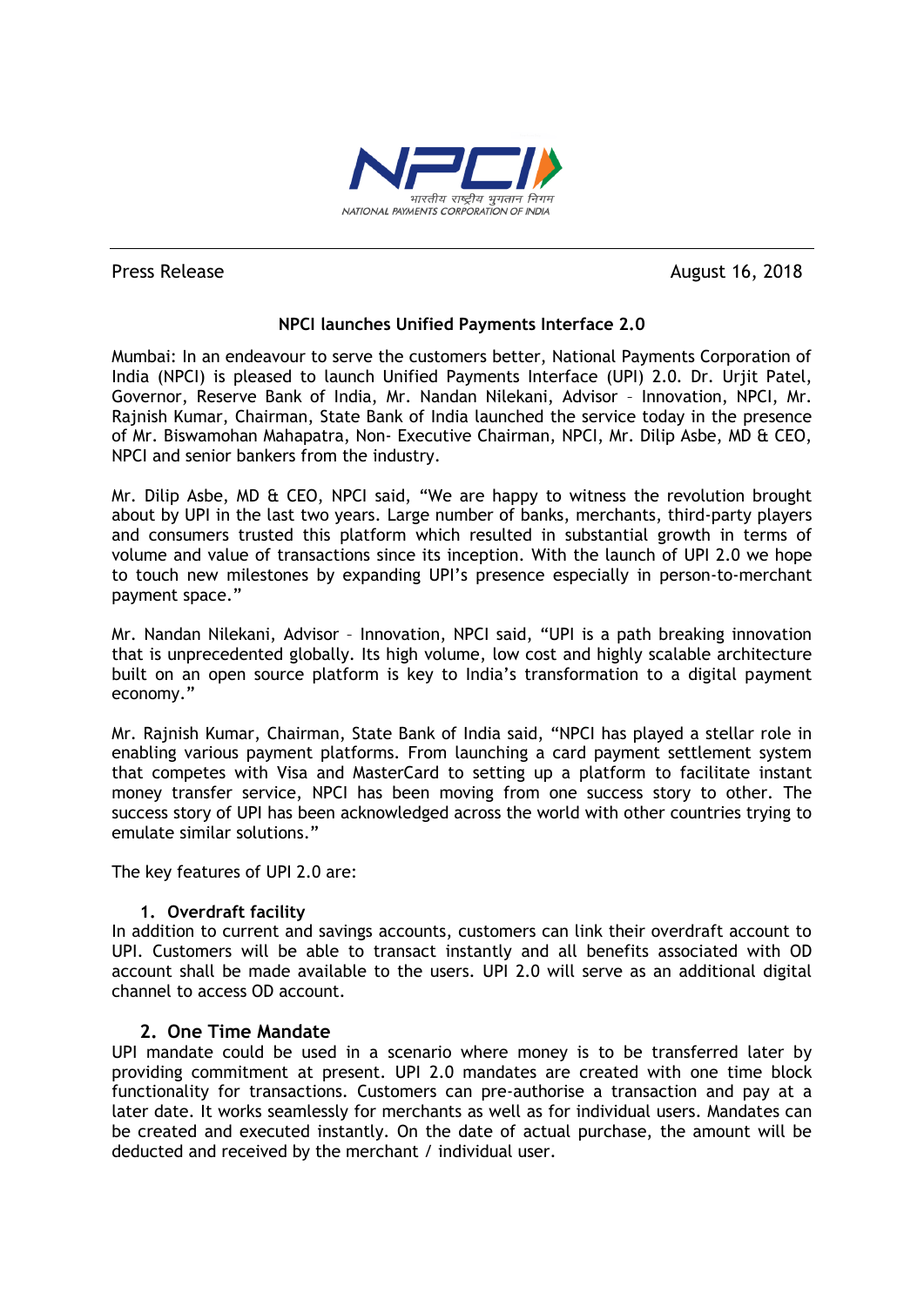NPCI

भारतीय राष्ट्रीय भुगतान निगम
NATIONAL PAYMENTS CORPORATION OF INDIA

Press Release August 16, 2018

## NPCI launches Unified Payments Interface 2.0

Mumbai: In an endeavour to serve the customers better, National Payments Corporation of India (NPCI) is pleased to launch Unified Payments Interface (UPI) 2.0. Dr. Urjit Patel, Governor, Reserve Bank of India, Mr. Nandan Nilekani, Advisor – Innovation, NPCI, Mr. Rajnish Kumar, Chairman, State Bank of India launched the service today in the presence of Mr. Biswamohan Mahapatra, Non- Executive Chairman, NPCI, Mr. Dilip Asbe, MD & CEO, NPCI and senior bankers from the industry.

Mr. Dilip Asbe, MD & CEO, NPCI said, "We are happy to witness the revolution brought about by UPI in the last two years. Large number of banks, merchants, third-party players and consumers trusted this platform which resulted in substantial growth in terms of volume and value of transactions since its inception. With the launch of UPI 2.0 we hope to touch new milestones by expanding UPI's presence especially in person-to-merchant payment space."

Mr. Nandan Nilekani, Advisor – Innovation, NPCI said, "UPI is a path breaking innovation that is unprecedented globally. Its high volume, low cost and highly scalable architecture built on an open source platform is key to India's transformation to a digital payment economy."

Mr. Rajnish Kumar, Chairman, State Bank of India said, "NPCI has played a stellar role in enabling various payment platforms. From launching a card payment settlement system that competes with Visa and MasterCard to setting up a platform to facilitate instant money transfer service, NPCI has been moving from one success story to other. The success story of UPI has been acknowledged across the world with other countries trying to emulate similar solutions."

The key features of UPI 2.0 are:

### 1. Overdraft facility

In addition to current and savings accounts, customers can link their overdraft account to UPI. Customers will be able to transact instantly and all benefits associated with OD account shall be made available to the users. UPI 2.0 will serve as an additional digital channel to access OD account.

### 2. One Time Mandate

UPI mandate could be used in a scenario where money is to be transferred later by providing commitment at present. UPI 2.0 mandates are created with one time block functionality for transactions. Customers can pre-authorise a transaction and pay at a later date. It works seamlessly for merchants as well as for individual users. Mandates can be created and executed instantly. On the date of actual purchase, the amount will be deducted and received by the merchant / individual user.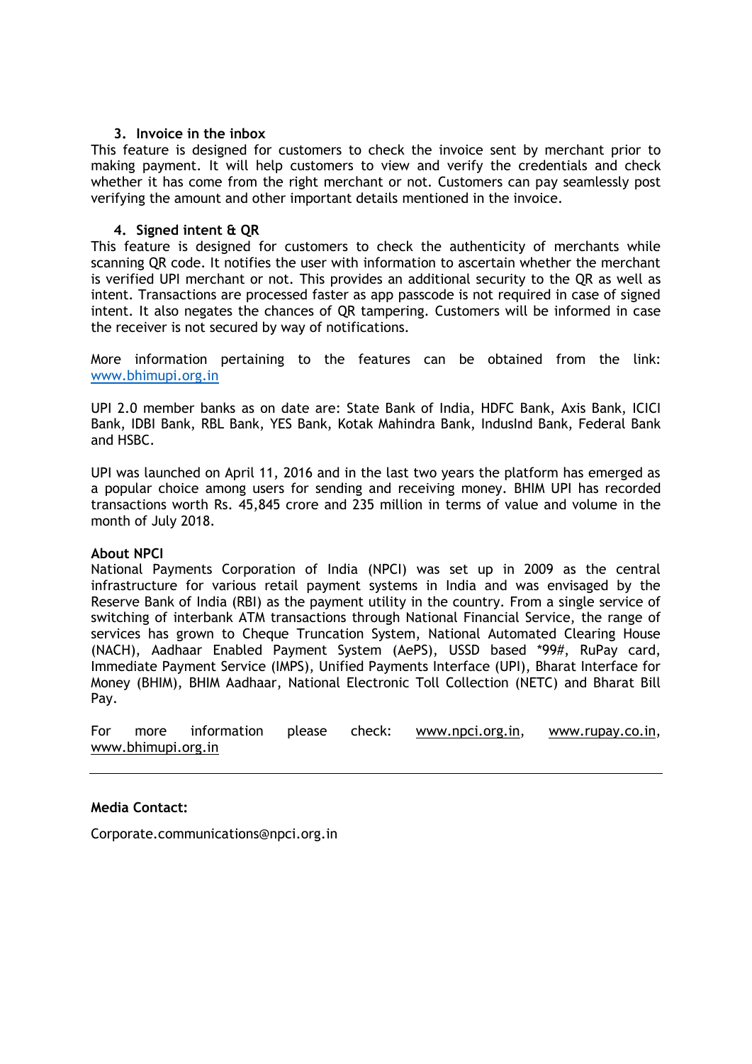3. **Invoice in the inbox**

This feature is designed for customers to check the invoice sent by merchant prior to making payment. It will help customers to view and verify the credentials and check whether it has come from the right merchant or not. Customers can pay seamlessly post verifying the amount and other important details mentioned in the invoice.

4. **Signed intent & QR**

This feature is designed for customers to check the authenticity of merchants while scanning QR code. It notifies the user with information to ascertain whether the merchant is verified UPI merchant or not. This provides an additional security to the QR as well as intent. Transactions are processed faster as app passcode is not required in case of signed intent. It also negates the chances of QR tampering. Customers will be informed in case the receiver is not secured by way of notifications.

More information pertaining to the features can be obtained from the link: www.bhimupi.org.in

UPI 2.0 member banks as on date are: State Bank of India, HDFC Bank, Axis Bank, ICICI Bank, IDBI Bank, RBL Bank, YES Bank, Kotak Mahindra Bank, IndusInd Bank, Federal Bank and HSBC.

UPI was launched on April 11, 2016 and in the last two years the platform has emerged as a popular choice among users for sending and receiving money. BHIM UPI has recorded transactions worth Rs. 45,845 crore and 235 million in terms of value and volume in the month of July 2018.

**About NPCI**

National Payments Corporation of India (NPCI) was set up in 2009 as the central infrastructure for various retail payment systems in India and was envisaged by the Reserve Bank of India (RBI) as the payment utility in the country. From a single service of switching of interbank ATM transactions through National Financial Service, the range of services has grown to Cheque Truncation System, National Automated Clearing House (NACH), Aadhaar Enabled Payment System (AePS), USSD based *99#, RuPay card, Immediate Payment Service (IMPS), Unified Payments Interface (UPI), Bharat Interface for Money (BHIM), BHIM Aadhaar, National Electronic Toll Collection (NETC) and Bharat Bill Pay.

For more information please check: www.npci.org.in, www.rupay.co.in, www.bhimupi.org.in

---

**Media Contact:**

Corporate.communications@npci.org.in